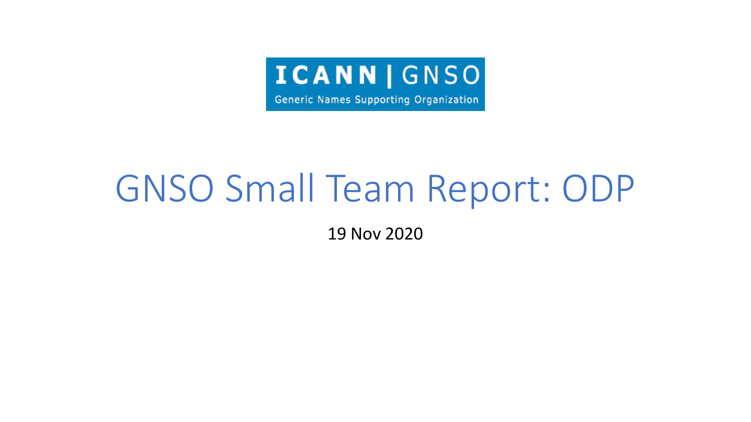ICANN | GNSO

Generic Names Supporting Organization

# GNSO Small Team Report: ODP

19 Nov 2020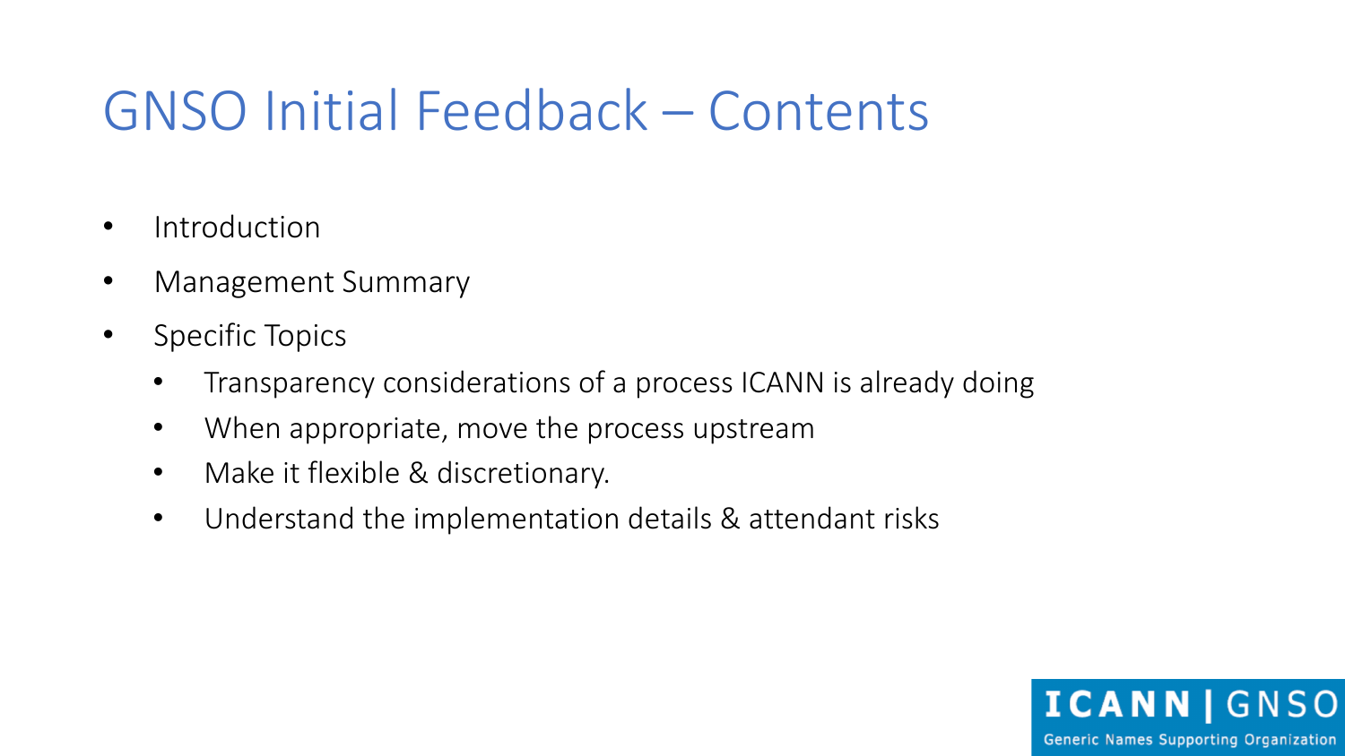# GNSO Initial Feedback – Contents

- Introduction
- Management Summary
- Specific Topics
  - Transparency considerations of a process ICANN is already doing
  - When appropriate, move the process upstream
  - Make it flexible & discretionary.
  - Understand the implementation details & attendant risks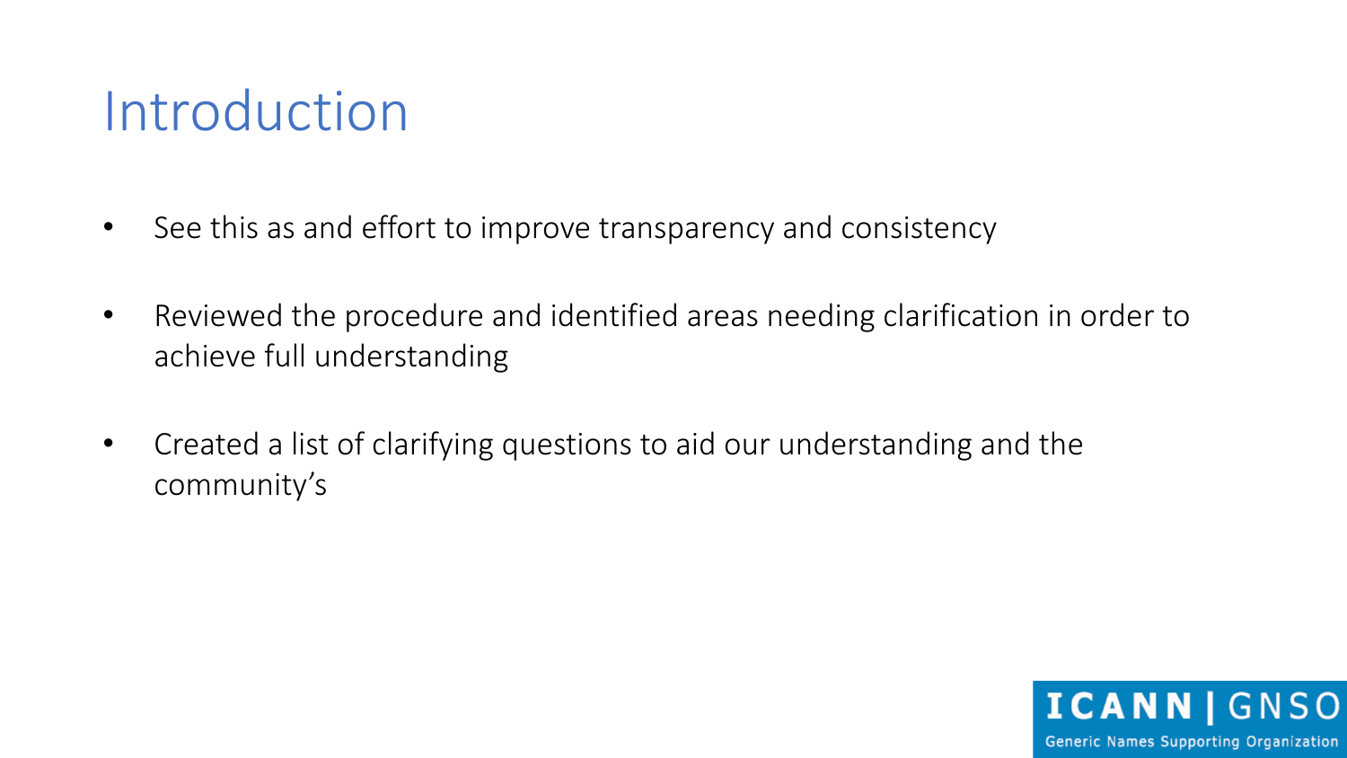# Introduction

- See this as and effort to improve transparency and consistency
- Reviewed the procedure and identified areas needing clarification in order to achieve full understanding
- Created a list of clarifying questions to aid our understanding and the community's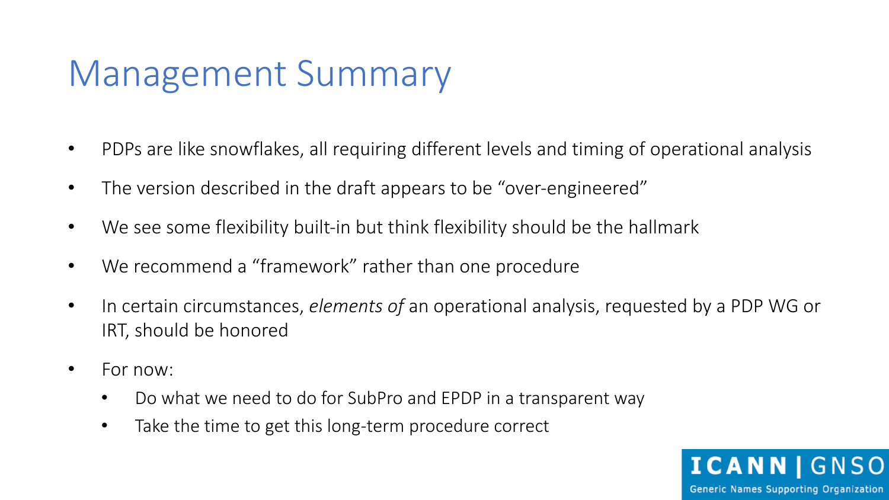# Management Summary

- PDPs are like snowflakes, all requiring different levels and timing of operational analysis
- The version described in the draft appears to be "over-engineered"
- We see some flexibility built-in but think flexibility should be the hallmark
- We recommend a "framework" rather than one procedure
- In certain circumstances, *elements of* an operational analysis, requested by a PDP WG or IRT, should be honored
- For now:
  - Do what we need to do for SubPro and EPDP in a transparent way
  - Take the time to get this long-term procedure correct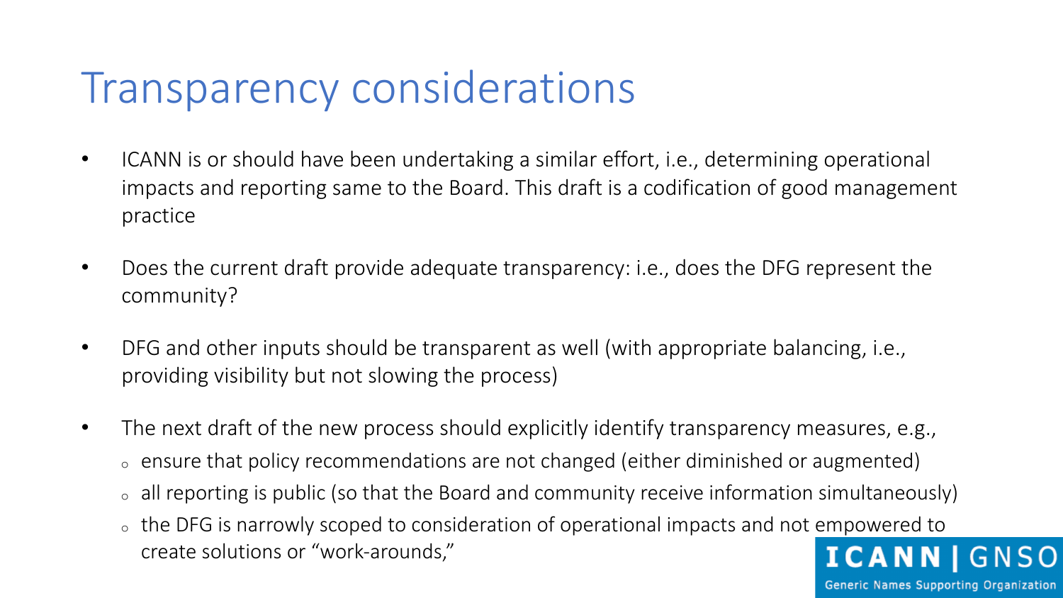# Transparency considerations

- ICANN is or should have been undertaking a similar effort, i.e., determining operational impacts and reporting same to the Board. This draft is a codification of good management practice
- Does the current draft provide adequate transparency: i.e., does the DFG represent the community?
- DFG and other inputs should be transparent as well (with appropriate balancing, i.e., providing visibility but not slowing the process)
- The next draft of the new process should explicitly identify transparency measures, e.g.,
  - ensure that policy recommendations are not changed (either diminished or augmented)
  - all reporting is public (so that the Board and community receive information simultaneously)
  - the DFG is narrowly scoped to consideration of operational impacts and not empowered to create solutions or "work-arounds,"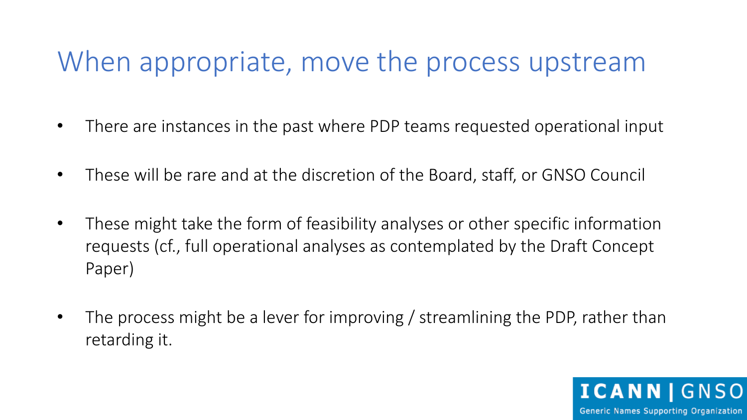# When appropriate, move the process upstream

- There are instances in the past where PDP teams requested operational input
- These will be rare and at the discretion of the Board, staff, or GNSO Council
- These might take the form of feasibility analyses or other specific information requests (cf., full operational analyses as contemplated by the Draft Concept Paper)
- The process might be a lever for improving / streamlining the PDP, rather than retarding it.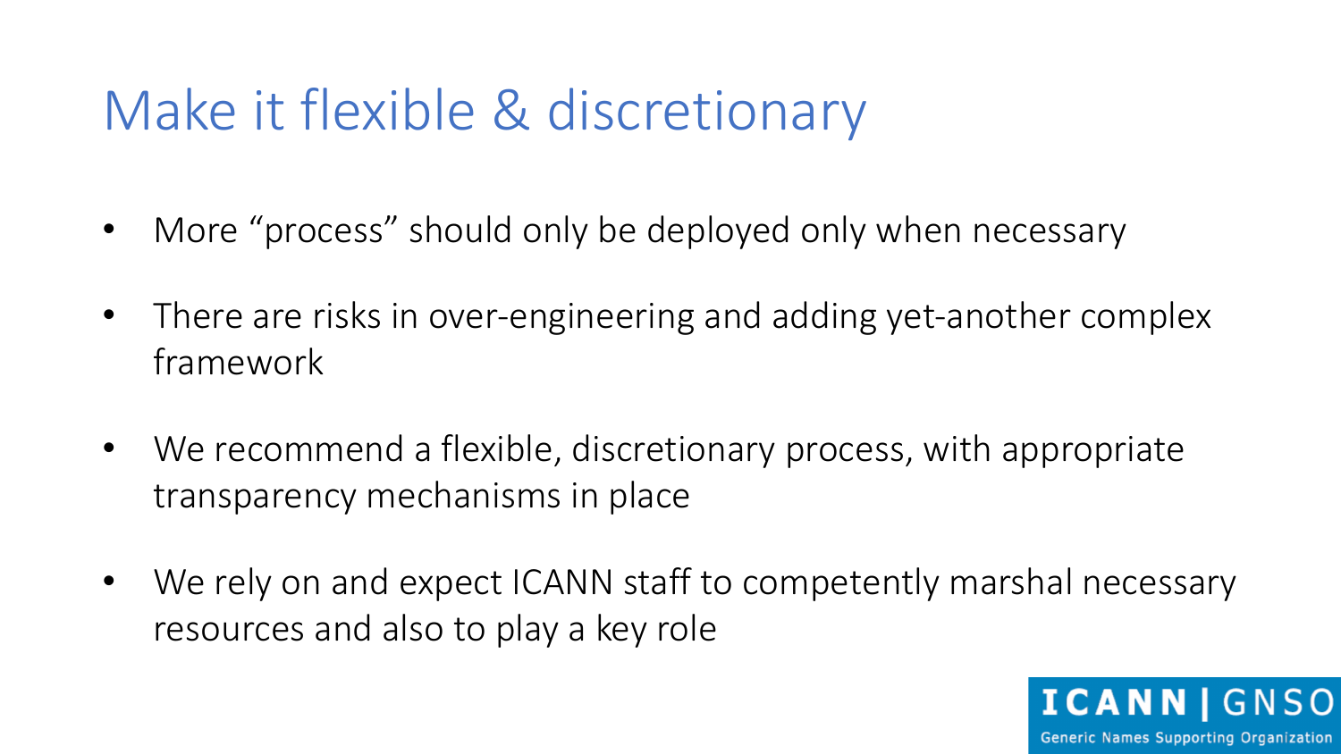# Make it flexible & discretionary

- More "process" should only be deployed only when necessary
- There are risks in over-engineering and adding yet-another complex framework
- We recommend a flexible, discretionary process, with appropriate transparency mechanisms in place
- We rely on and expect ICANN staff to competently marshal necessary resources and also to play a key role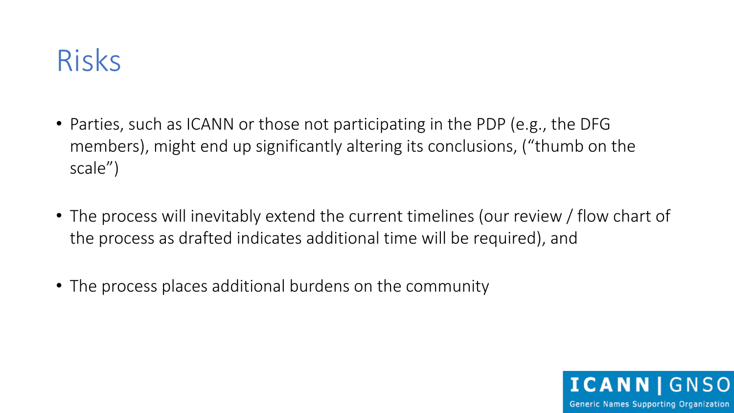# Risks

- Parties, such as ICANN or those not participating in the PDP (e.g., the DFG members), might end up significantly altering its conclusions, ("thumb on the scale")
- The process will inevitably extend the current timelines (our review / flow chart of the process as drafted indicates additional time will be required), and
- The process places additional burdens on the community